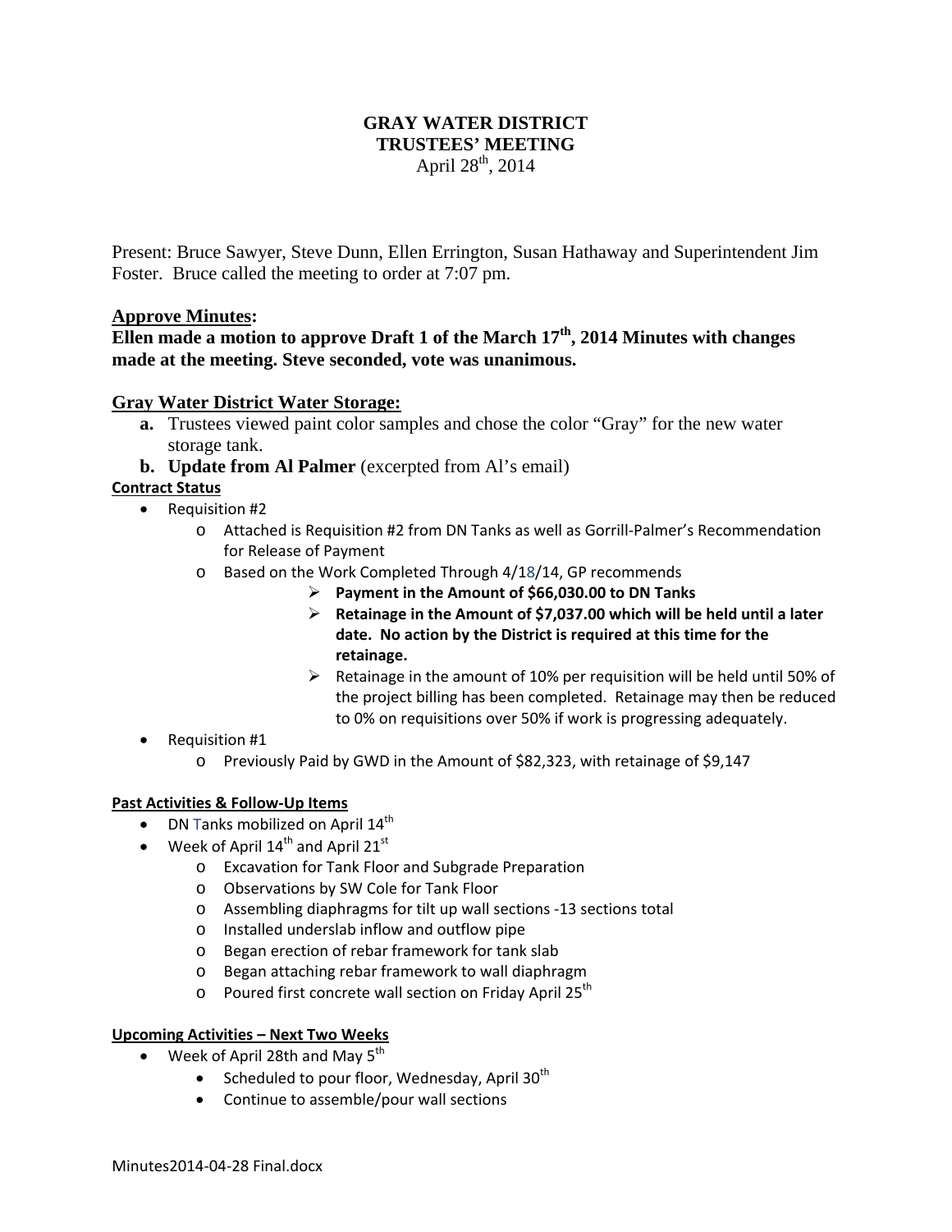# GRAY WATER DISTRICT
## TRUSTEES' MEETING
April 28th, 2014

Present: Bruce Sawyer, Steve Dunn, Ellen Errington, Susan Hathaway and Superintendent Jim Foster. Bruce called the meeting to order at 7:07 pm.

### Approve Minutes:

**Ellen made a motion to approve Draft 1 of the March 17th, 2014 Minutes with changes made at the meeting. Steve seconded, vote was unanimous.**

### Gray Water District Water Storage:

**a.** Trustees viewed paint color samples and chose the color "Gray" for the new water storage tank.

**b. Update from Al Palmer** (excerpted from Al's email)

**Contract Status**

- Requisition #2
  - Attached is Requisition #2 from DN Tanks as well as Gorrill-Palmer's Recommendation for Release of Payment
  - Based on the Work Completed Through 4/18/14, GP recommends
    - **Payment in the Amount of $66,030.00 to DN Tanks**
    - **Retainage in the Amount of $7,037.00 which will be held until a later date. No action by the District is required at this time for the retainage.**
    - Retainage in the amount of 10% per requisition will be held until 50% of the project billing has been completed. Retainage may then be reduced to 0% on requisitions over 50% if work is progressing adequately.
- Requisition #1
  - Previously Paid by GWD in the Amount of $82,323, with retainage of $9,147

**Past Activities & Follow-Up Items**

- DN Tanks mobilized on April 14th
- Week of April 14th and April 21st
  - Excavation for Tank Floor and Subgrade Preparation
  - Observations by SW Cole for Tank Floor
  - Assembling diaphragms for tilt up wall sections -13 sections total
  - Installed underslab inflow and outflow pipe
  - Began erection of rebar framework for tank slab
  - Began attaching rebar framework to wall diaphragm
  - Poured first concrete wall section on Friday April 25th

**Upcoming Activities – Next Two Weeks**

- Week of April 28th and May 5th
  - Scheduled to pour floor, Wednesday, April 30th
  - Continue to assemble/pour wall sections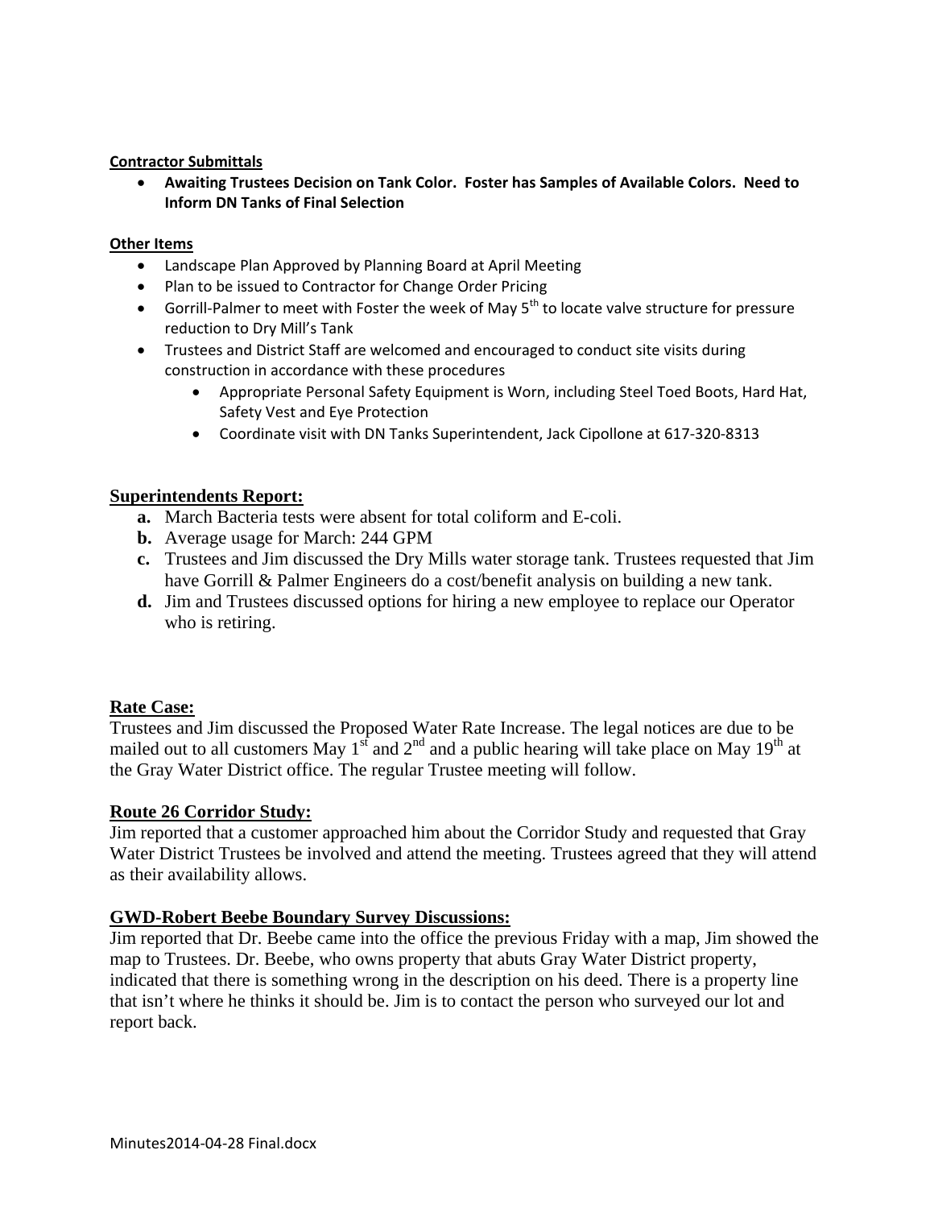**Contractor Submittals**

- **Awaiting Trustees Decision on Tank Color. Foster has Samples of Available Colors. Need to Inform DN Tanks of Final Selection**

**Other Items**

- Landscape Plan Approved by Planning Board at April Meeting
- Plan to be issued to Contractor for Change Order Pricing
- Gorrill-Palmer to meet with Foster the week of May 5th to locate valve structure for pressure reduction to Dry Mill's Tank
- Trustees and District Staff are welcomed and encouraged to conduct site visits during construction in accordance with these procedures
    - Appropriate Personal Safety Equipment is Worn, including Steel Toed Boots, Hard Hat, Safety Vest and Eye Protection
    - Coordinate visit with DN Tanks Superintendent, Jack Cipollone at 617-320-8313

**Superintendents Report:**

**a.** March Bacteria tests were absent for total coliform and E-coli.

**b.** Average usage for March: 244 GPM

**c.** Trustees and Jim discussed the Dry Mills water storage tank. Trustees requested that Jim have Gorrill & Palmer Engineers do a cost/benefit analysis on building a new tank.

**d.** Jim and Trustees discussed options for hiring a new employee to replace our Operator who is retiring.

**Rate Case:**

Trustees and Jim discussed the Proposed Water Rate Increase. The legal notices are due to be mailed out to all customers May 1st and 2nd and a public hearing will take place on May 19th at the Gray Water District office. The regular Trustee meeting will follow.

**Route 26 Corridor Study:**

Jim reported that a customer approached him about the Corridor Study and requested that Gray Water District Trustees be involved and attend the meeting. Trustees agreed that they will attend as their availability allows.

**GWD-Robert Beebe Boundary Survey Discussions:**

Jim reported that Dr. Beebe came into the office the previous Friday with a map, Jim showed the map to Trustees. Dr. Beebe, who owns property that abuts Gray Water District property, indicated that there is something wrong in the description on his deed. There is a property line that isn't where he thinks it should be. Jim is to contact the person who surveyed our lot and report back.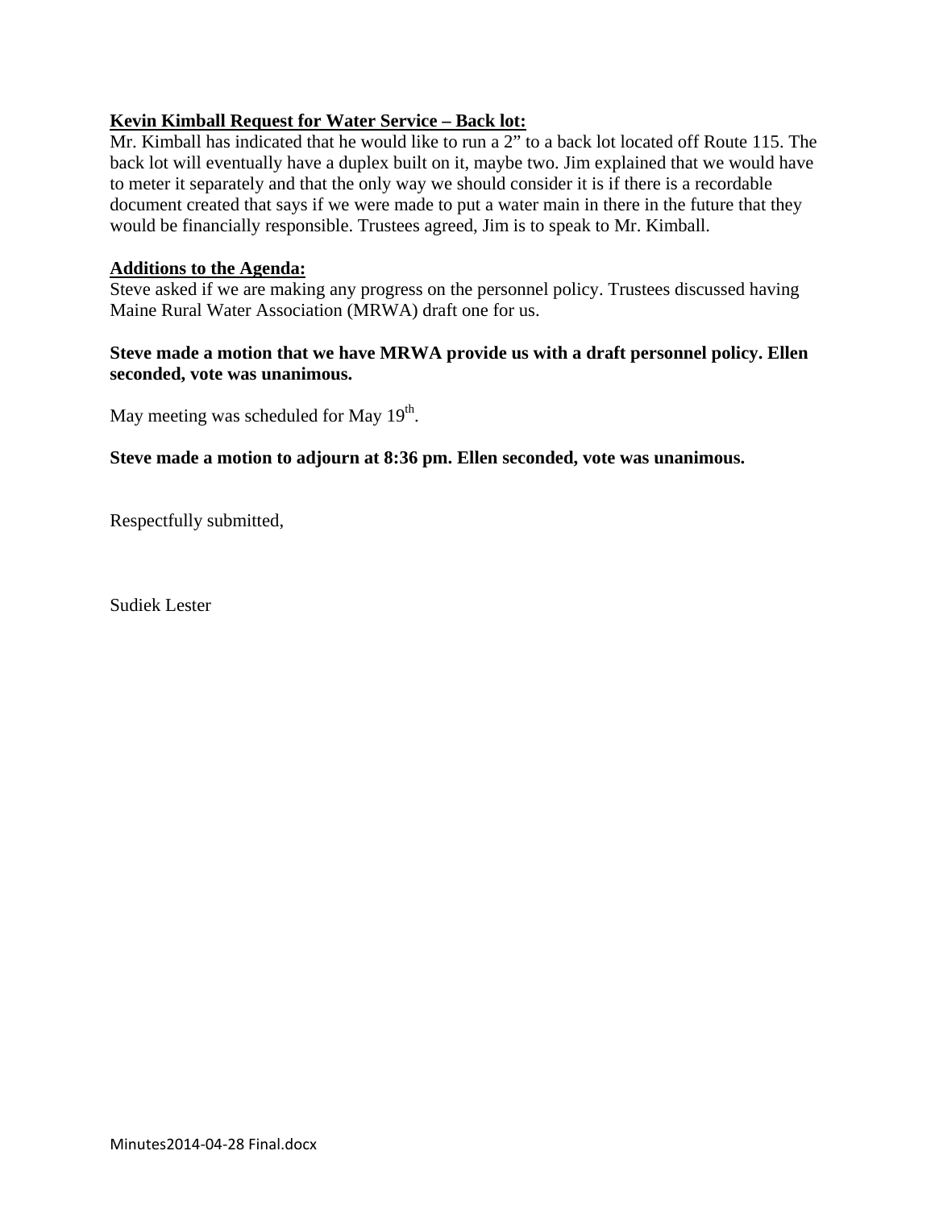**Kevin Kimball Request for Water Service – Back lot:**

Mr. Kimball has indicated that he would like to run a 2" to a back lot located off Route 115. The back lot will eventually have a duplex built on it, maybe two. Jim explained that we would have to meter it separately and that the only way we should consider it is if there is a recordable document created that says if we were made to put a water main in there in the future that they would be financially responsible. Trustees agreed, Jim is to speak to Mr. Kimball.

**Additions to the Agenda:**

Steve asked if we are making any progress on the personnel policy. Trustees discussed having Maine Rural Water Association (MRWA) draft one for us.

**Steve made a motion that we have MRWA provide us with a draft personnel policy. Ellen seconded, vote was unanimous.**

May meeting was scheduled for May 19th.

**Steve made a motion to adjourn at 8:36 pm. Ellen seconded, vote was unanimous.**

Respectfully submitted,

Sudiek Lester